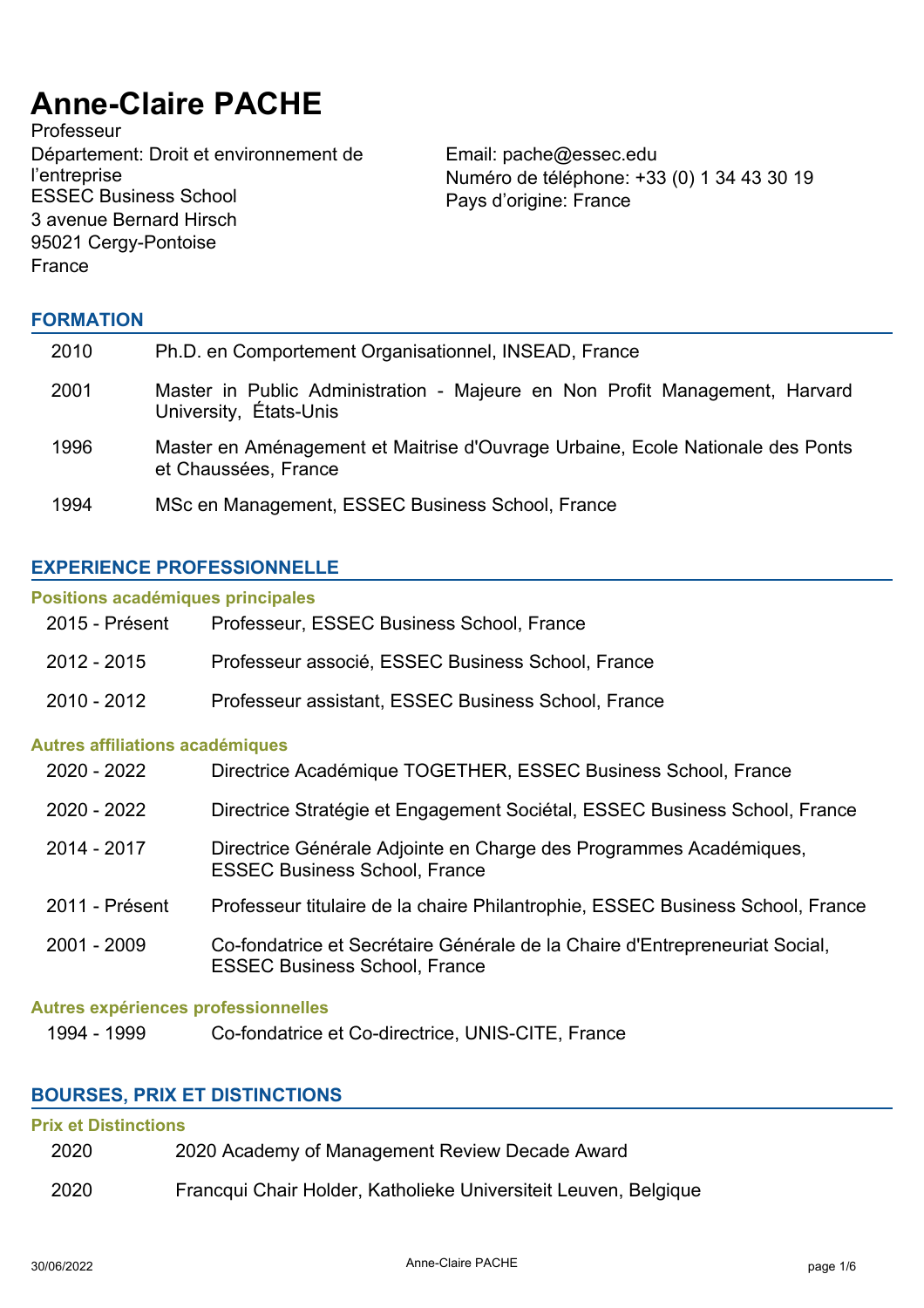# Anne-Claire PACHE

Professeur
Département: Droit et environnement de l'entreprise
ESSEC Business School
3 avenue Bernard Hirsch
95021 Cergy-Pontoise
France

Email: pache@essec.edu
Numéro de téléphone: +33 (0) 1 34 43 30 19
Pays d'origine: France

## FORMATION

| | |
|---|---|
| 2010 | Ph.D. en Comportement Organisationnel, INSEAD, France |
| 2001 | Master in Public Administration - Majeure en Non Profit Management, Harvard University, États-Unis |
| 1996 | Master en Aménagement et Maitrise d'Ouvrage Urbaine, Ecole Nationale des Ponts et Chaussées, France |
| 1994 | MSc en Management, ESSEC Business School, France |

## EXPERIENCE PROFESSIONNELLE

### Positions académiques principales

| | |
|---|---|
| 2015 - Présent | Professeur, ESSEC Business School, France |
| 2012 - 2015 | Professeur associé, ESSEC Business School, France |
| 2010 - 2012 | Professeur assistant, ESSEC Business School, France |

### Autres affiliations académiques

| | |
|---|---|
| 2020 - 2022 | Directrice Académique TOGETHER, ESSEC Business School, France |
| 2020 - 2022 | Directrice Stratégie et Engagement Sociétal, ESSEC Business School, France |
| 2014 - 2017 | Directrice Générale Adjointe en Charge des Programmes Académiques, ESSEC Business School, France |
| 2011 - Présent | Professeur titulaire de la chaire Philantrophie, ESSEC Business School, France |
| 2001 - 2009 | Co-fondatrice et Secrétaire Générale de la Chaire d'Entrepreneuriat Social, ESSEC Business School, France |

### Autres expériences professionnelles

| | |
|---|---|
| 1994 - 1999 | Co-fondatrice et Co-directrice, UNIS-CITE, France |

## BOURSES, PRIX ET DISTINCTIONS

### Prix et Distinctions

| | |
|---|---|
| 2020 | 2020 Academy of Management Review Decade Award |
| 2020 | Francqui Chair Holder, Katholieke Universiteit Leuven, Belgique |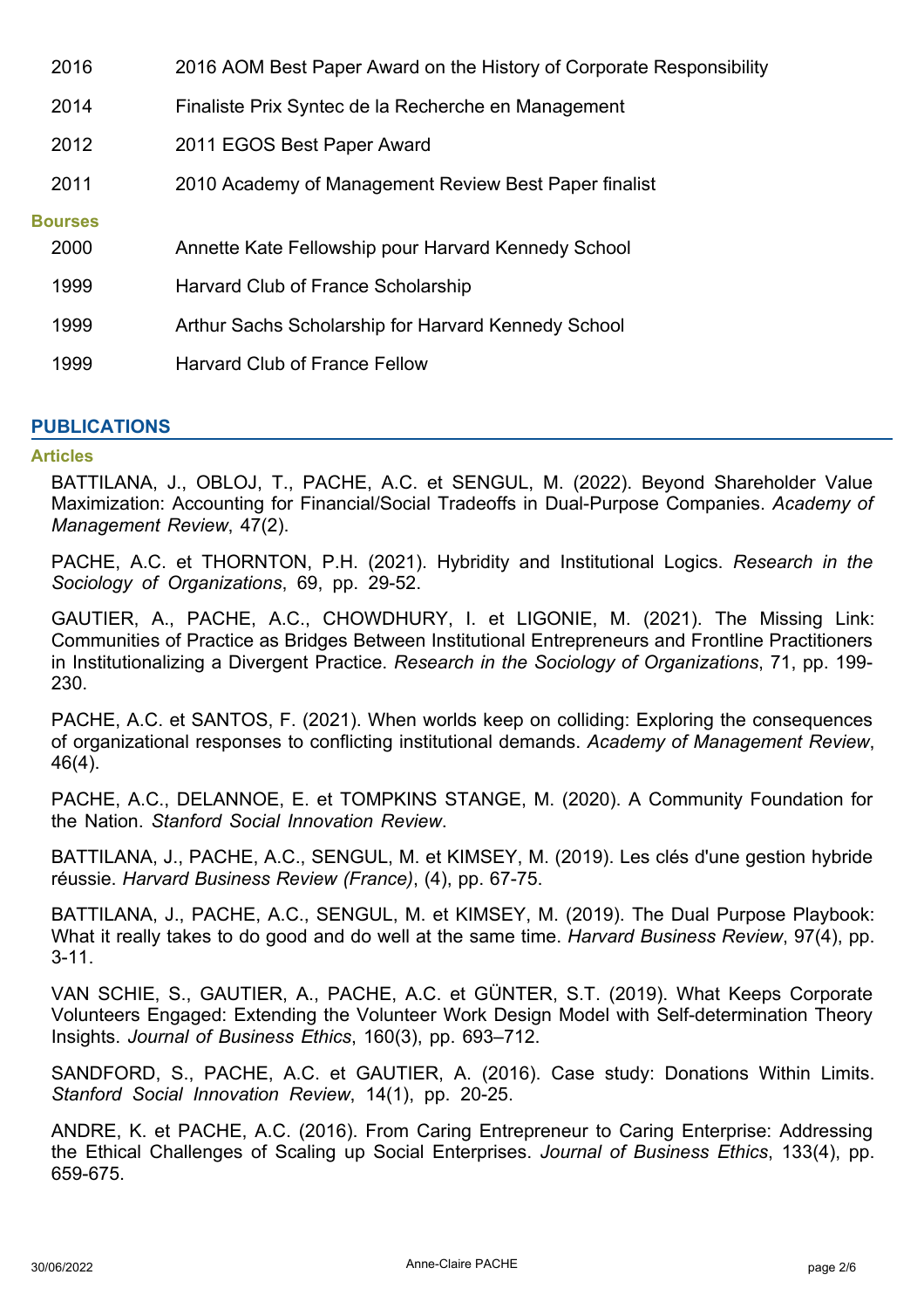| | |
|---|---|
| 2016 | 2016 AOM Best Paper Award on the History of Corporate Responsibility |
| 2014 | Finaliste Prix Syntec de la Recherche en Management |
| 2012 | 2011 EGOS Best Paper Award |
| 2011 | 2010 Academy of Management Review Best Paper finalist |

### Bourses

| | |
|---|---|
| 2000 | Annette Kate Fellowship pour Harvard Kennedy School |
| 1999 | Harvard Club of France Scholarship |
| 1999 | Arthur Sachs Scholarship for Harvard Kennedy School |
| 1999 | Harvard Club of France Fellow |

## PUBLICATIONS

### Articles

BATTILANA, J., OBLOJ, T., PACHE, A.C. et SENGUL, M. (2022). Beyond Shareholder Value Maximization: Accounting for Financial/Social Tradeoffs in Dual-Purpose Companies. *Academy of Management Review*, 47(2).

PACHE, A.C. et THORNTON, P.H. (2021). Hybridity and Institutional Logics. *Research in the Sociology of Organizations*, 69, pp. 29-52.

GAUTIER, A., PACHE, A.C., CHOWDHURY, I. et LIGONIE, M. (2021). The Missing Link: Communities of Practice as Bridges Between Institutional Entrepreneurs and Frontline Practitioners in Institutionalizing a Divergent Practice. *Research in the Sociology of Organizations*, 71, pp. 199-230.

PACHE, A.C. et SANTOS, F. (2021). When worlds keep on colliding: Exploring the consequences of organizational responses to conflicting institutional demands. *Academy of Management Review*, 46(4).

PACHE, A.C., DELANNOE, E. et TOMPKINS STANGE, M. (2020). A Community Foundation for the Nation. *Stanford Social Innovation Review*.

BATTILANA, J., PACHE, A.C., SENGUL, M. et KIMSEY, M. (2019). Les clés d'une gestion hybride réussie. *Harvard Business Review (France)*, (4), pp. 67-75.

BATTILANA, J., PACHE, A.C., SENGUL, M. et KIMSEY, M. (2019). The Dual Purpose Playbook: What it really takes to do good and do well at the same time. *Harvard Business Review*, 97(4), pp. 3-11.

VAN SCHIE, S., GAUTIER, A., PACHE, A.C. et GÜNTER, S.T. (2019). What Keeps Corporate Volunteers Engaged: Extending the Volunteer Work Design Model with Self-determination Theory Insights. *Journal of Business Ethics*, 160(3), pp. 693–712.

SANDFORD, S., PACHE, A.C. et GAUTIER, A. (2016). Case study: Donations Within Limits. *Stanford Social Innovation Review*, 14(1), pp. 20-25.

ANDRE, K. et PACHE, A.C. (2016). From Caring Entrepreneur to Caring Enterprise: Addressing the Ethical Challenges of Scaling up Social Enterprises. *Journal of Business Ethics*, 133(4), pp. 659-675.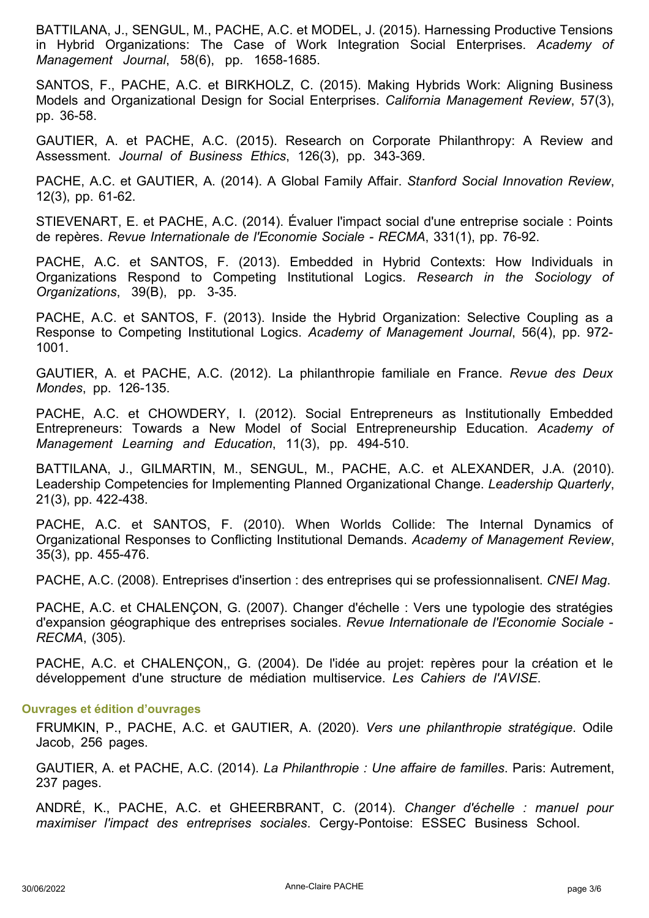BATTILANA, J., SENGUL, M., PACHE, A.C. et MODEL, J. (2015). Harnessing Productive Tensions in Hybrid Organizations: The Case of Work Integration Social Enterprises. *Academy of Management Journal*, 58(6), pp. 1658-1685.

SANTOS, F., PACHE, A.C. et BIRKHOLZ, C. (2015). Making Hybrids Work: Aligning Business Models and Organizational Design for Social Enterprises. *California Management Review*, 57(3), pp. 36-58.

GAUTIER, A. et PACHE, A.C. (2015). Research on Corporate Philanthropy: A Review and Assessment. *Journal of Business Ethics*, 126(3), pp. 343-369.

PACHE, A.C. et GAUTIER, A. (2014). A Global Family Affair. *Stanford Social Innovation Review*, 12(3), pp. 61-62.

STIEVENART, E. et PACHE, A.C. (2014). Évaluer l'impact social d'une entreprise sociale : Points de repères. *Revue Internationale de l'Economie Sociale - RECMA*, 331(1), pp. 76-92.

PACHE, A.C. et SANTOS, F. (2013). Embedded in Hybrid Contexts: How Individuals in Organizations Respond to Competing Institutional Logics. *Research in the Sociology of Organizations*, 39(B), pp. 3-35.

PACHE, A.C. et SANTOS, F. (2013). Inside the Hybrid Organization: Selective Coupling as a Response to Competing Institutional Logics. *Academy of Management Journal*, 56(4), pp. 972-1001.

GAUTIER, A. et PACHE, A.C. (2012). La philanthropie familiale en France. *Revue des Deux Mondes*, pp. 126-135.

PACHE, A.C. et CHOWDERY, I. (2012). Social Entrepreneurs as Institutionally Embedded Entrepreneurs: Towards a New Model of Social Entrepreneurship Education. *Academy of Management Learning and Education*, 11(3), pp. 494-510.

BATTILANA, J., GILMARTIN, M., SENGUL, M., PACHE, A.C. et ALEXANDER, J.A. (2010). Leadership Competencies for Implementing Planned Organizational Change. *Leadership Quarterly*, 21(3), pp. 422-438.

PACHE, A.C. et SANTOS, F. (2010). When Worlds Collide: The Internal Dynamics of Organizational Responses to Conflicting Institutional Demands. *Academy of Management Review*, 35(3), pp. 455-476.

PACHE, A.C. (2008). Entreprises d'insertion : des entreprises qui se professionnalisent. *CNEI Mag*.

PACHE, A.C. et CHALENÇON, G. (2007). Changer d'échelle : Vers une typologie des stratégies d'expansion géographique des entreprises sociales. *Revue Internationale de l'Economie Sociale - RECMA*, (305).

PACHE, A.C. et CHALENÇON,, G. (2004). De l'idée au projet: repères pour la création et le développement d'une structure de médiation multiservice. *Les Cahiers de l'AVISE*.

### Ouvrages et édition d'ouvrages

FRUMKIN, P., PACHE, A.C. et GAUTIER, A. (2020). *Vers une philanthropie stratégique*. Odile Jacob, 256 pages.

GAUTIER, A. et PACHE, A.C. (2014). *La Philanthropie : Une affaire de familles*. Paris: Autrement, 237 pages.

ANDRÉ, K., PACHE, A.C. et GHEERBRANT, C. (2014). *Changer d'échelle : manuel pour maximiser l'impact des entreprises sociales*. Cergy-Pontoise: ESSEC Business School.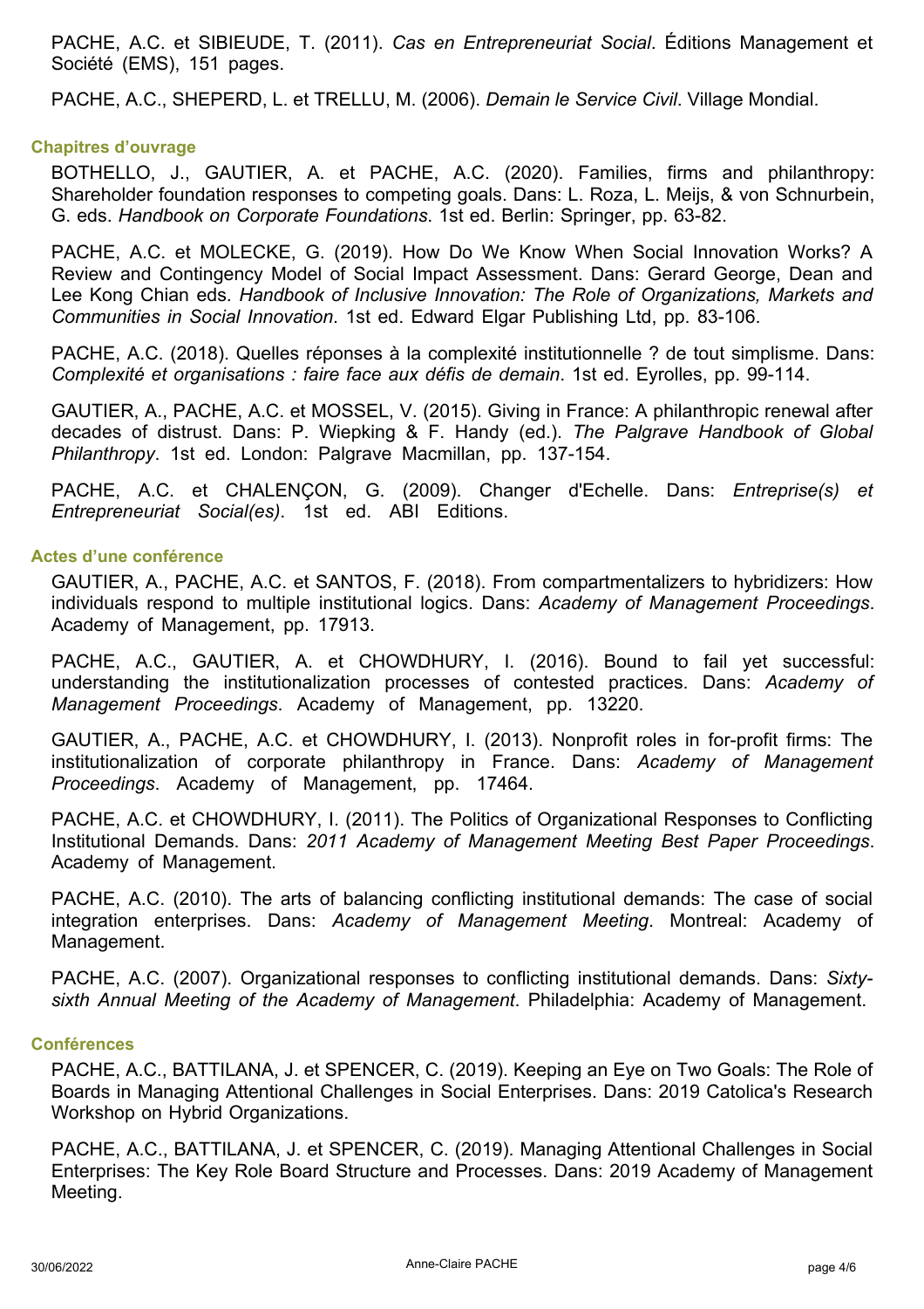PACHE, A.C. et SIBIEUDE, T. (2011). *Cas en Entrepreneuriat Social*. Éditions Management et Société (EMS), 151 pages.

PACHE, A.C., SHEPERD, L. et TRELLU, M. (2006). *Demain le Service Civil*. Village Mondial.

### Chapitres d'ouvrage

BOTHELLO, J., GAUTIER, A. et PACHE, A.C. (2020). Families, firms and philanthropy: Shareholder foundation responses to competing goals. Dans: L. Roza, L. Meijs, & von Schnurbein, G. eds. *Handbook on Corporate Foundations*. 1st ed. Berlin: Springer, pp. 63-82.

PACHE, A.C. et MOLECKE, G. (2019). How Do We Know When Social Innovation Works? A Review and Contingency Model of Social Impact Assessment. Dans: Gerard George, Dean and Lee Kong Chian eds. *Handbook of Inclusive Innovation: The Role of Organizations, Markets and Communities in Social Innovation*. 1st ed. Edward Elgar Publishing Ltd, pp. 83-106.

PACHE, A.C. (2018). Quelles réponses à la complexité institutionnelle ? de tout simplisme. Dans: *Complexité et organisations : faire face aux défis de demain*. 1st ed. Eyrolles, pp. 99-114.

GAUTIER, A., PACHE, A.C. et MOSSEL, V. (2015). Giving in France: A philanthropic renewal after decades of distrust. Dans: P. Wiepking & F. Handy (ed.). *The Palgrave Handbook of Global Philanthropy*. 1st ed. London: Palgrave Macmillan, pp. 137-154.

PACHE, A.C. et CHALENÇON, G. (2009). Changer d'Echelle. Dans: *Entreprise(s) et Entrepreneuriat Social(es)*. 1st ed. ABI Editions.

### Actes d'une conférence

GAUTIER, A., PACHE, A.C. et SANTOS, F. (2018). From compartmentalizers to hybridizers: How individuals respond to multiple institutional logics. Dans: *Academy of Management Proceedings*. Academy of Management, pp. 17913.

PACHE, A.C., GAUTIER, A. et CHOWDHURY, I. (2016). Bound to fail yet successful: understanding the institutionalization processes of contested practices. Dans: *Academy of Management Proceedings*. Academy of Management, pp. 13220.

GAUTIER, A., PACHE, A.C. et CHOWDHURY, I. (2013). Nonprofit roles in for-profit firms: The institutionalization of corporate philanthropy in France. Dans: *Academy of Management Proceedings*. Academy of Management, pp. 17464.

PACHE, A.C. et CHOWDHURY, I. (2011). The Politics of Organizational Responses to Conflicting Institutional Demands. Dans: *2011 Academy of Management Meeting Best Paper Proceedings*. Academy of Management.

PACHE, A.C. (2010). The arts of balancing conflicting institutional demands: The case of social integration enterprises. Dans: *Academy of Management Meeting*. Montreal: Academy of Management.

PACHE, A.C. (2007). Organizational responses to conflicting institutional demands. Dans: *Sixty-sixth Annual Meeting of the Academy of Management*. Philadelphia: Academy of Management.

### Conférences

PACHE, A.C., BATTILANA, J. et SPENCER, C. (2019). Keeping an Eye on Two Goals: The Role of Boards in Managing Attentional Challenges in Social Enterprises. Dans: 2019 Catolica's Research Workshop on Hybrid Organizations.

PACHE, A.C., BATTILANA, J. et SPENCER, C. (2019). Managing Attentional Challenges in Social Enterprises: The Key Role Board Structure and Processes. Dans: 2019 Academy of Management Meeting.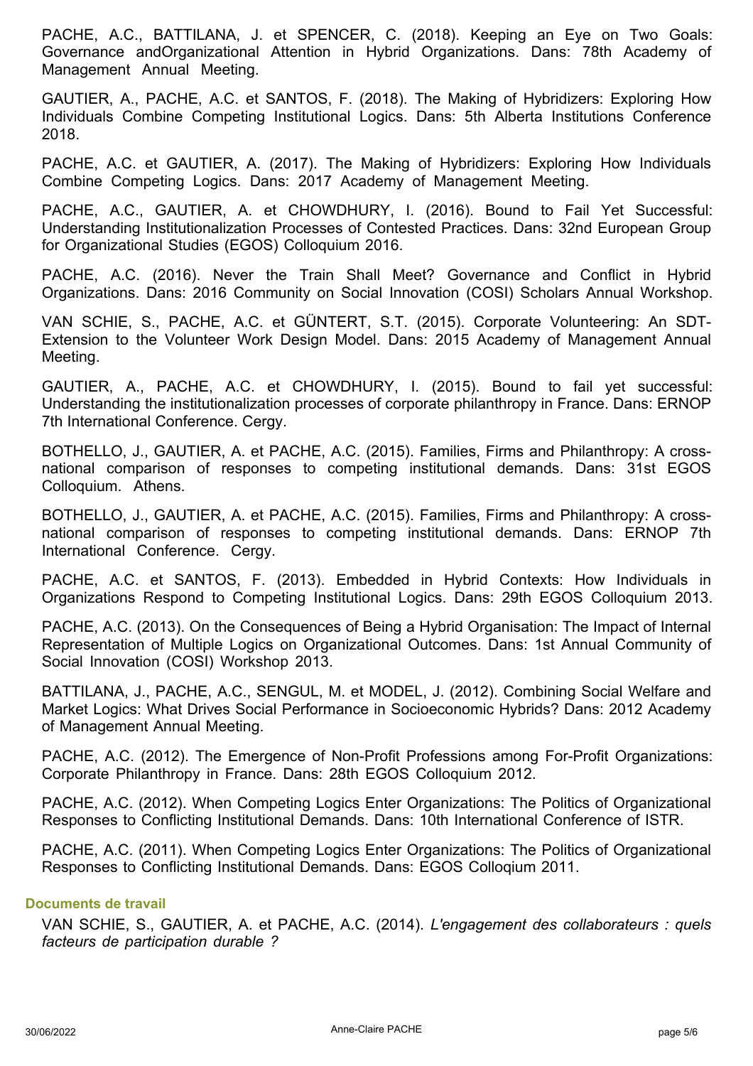PACHE, A.C., BATTILANA, J. et SPENCER, C. (2018). Keeping an Eye on Two Goals: Governance andOrganizational Attention in Hybrid Organizations. Dans: 78th Academy of Management Annual Meeting.

GAUTIER, A., PACHE, A.C. et SANTOS, F. (2018). The Making of Hybridizers: Exploring How Individuals Combine Competing Institutional Logics. Dans: 5th Alberta Institutions Conference 2018.

PACHE, A.C. et GAUTIER, A. (2017). The Making of Hybridizers: Exploring How Individuals Combine Competing Logics. Dans: 2017 Academy of Management Meeting.

PACHE, A.C., GAUTIER, A. et CHOWDHURY, I. (2016). Bound to Fail Yet Successful: Understanding Institutionalization Processes of Contested Practices. Dans: 32nd European Group for Organizational Studies (EGOS) Colloquium 2016.

PACHE, A.C. (2016). Never the Train Shall Meet? Governance and Conflict in Hybrid Organizations. Dans: 2016 Community on Social Innovation (COSI) Scholars Annual Workshop.

VAN SCHIE, S., PACHE, A.C. et GÜNTERT, S.T. (2015). Corporate Volunteering: An SDT-Extension to the Volunteer Work Design Model. Dans: 2015 Academy of Management Annual Meeting.

GAUTIER, A., PACHE, A.C. et CHOWDHURY, I. (2015). Bound to fail yet successful: Understanding the institutionalization processes of corporate philanthropy in France. Dans: ERNOP 7th International Conference. Cergy.

BOTHELLO, J., GAUTIER, A. et PACHE, A.C. (2015). Families, Firms and Philanthropy: A cross-national comparison of responses to competing institutional demands. Dans: 31st EGOS Colloquium. Athens.

BOTHELLO, J., GAUTIER, A. et PACHE, A.C. (2015). Families, Firms and Philanthropy: A cross-national comparison of responses to competing institutional demands. Dans: ERNOP 7th International Conference. Cergy.

PACHE, A.C. et SANTOS, F. (2013). Embedded in Hybrid Contexts: How Individuals in Organizations Respond to Competing Institutional Logics. Dans: 29th EGOS Colloquium 2013.

PACHE, A.C. (2013). On the Consequences of Being a Hybrid Organisation: The Impact of Internal Representation of Multiple Logics on Organizational Outcomes. Dans: 1st Annual Community of Social Innovation (COSI) Workshop 2013.

BATTILANA, J., PACHE, A.C., SENGUL, M. et MODEL, J. (2012). Combining Social Welfare and Market Logics: What Drives Social Performance in Socioeconomic Hybrids? Dans: 2012 Academy of Management Annual Meeting.

PACHE, A.C. (2012). The Emergence of Non-Profit Professions among For-Profit Organizations: Corporate Philanthropy in France. Dans: 28th EGOS Colloquium 2012.

PACHE, A.C. (2012). When Competing Logics Enter Organizations: The Politics of Organizational Responses to Conflicting Institutional Demands. Dans: 10th International Conference of ISTR.

PACHE, A.C. (2011). When Competing Logics Enter Organizations: The Politics of Organizational Responses to Conflicting Institutional Demands. Dans: EGOS Colloqium 2011.

### Documents de travail

VAN SCHIE, S., GAUTIER, A. et PACHE, A.C. (2014). *L'engagement des collaborateurs : quels facteurs de participation durable ?*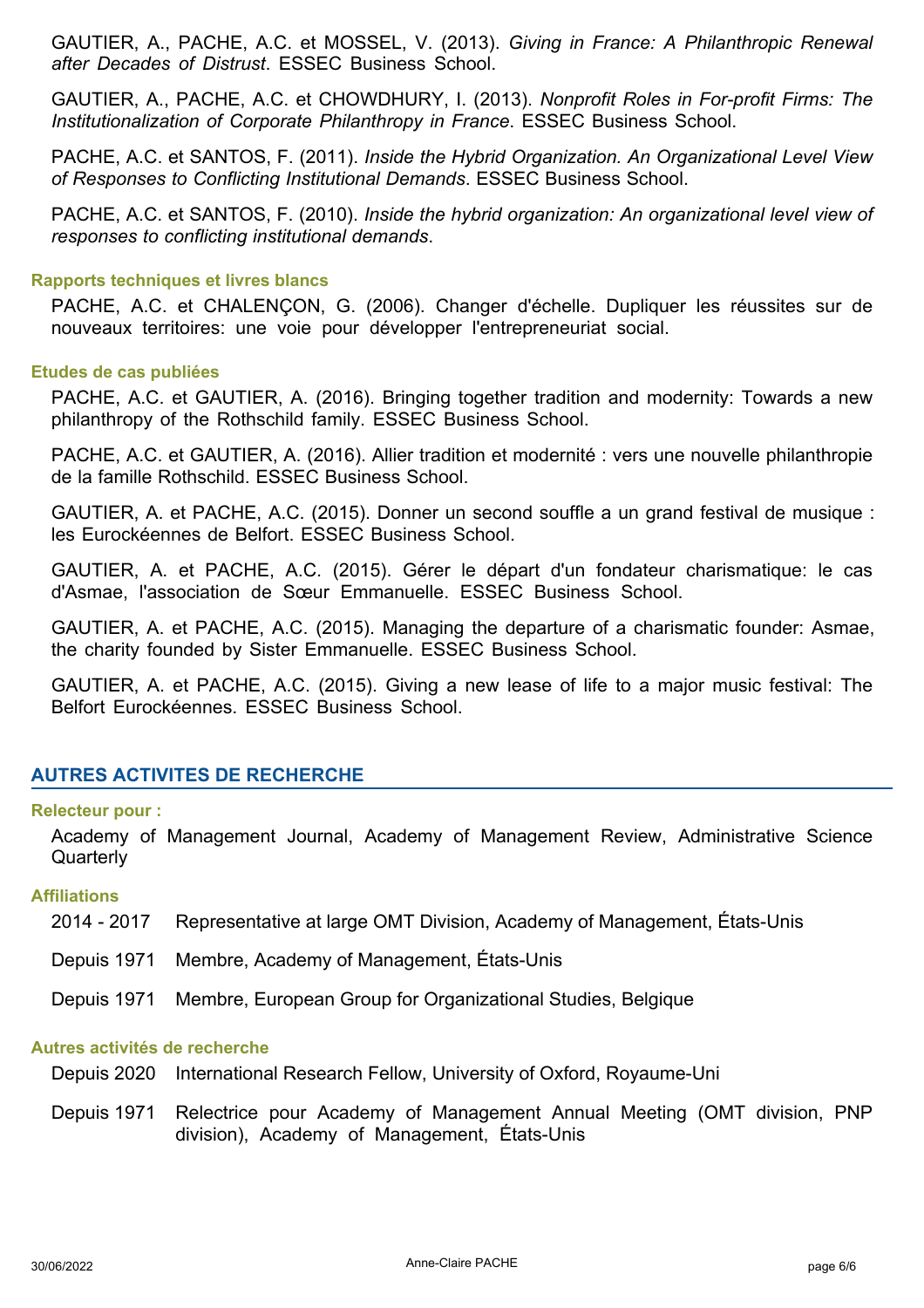GAUTIER, A., PACHE, A.C. et MOSSEL, V. (2013). *Giving in France: A Philanthropic Renewal after Decades of Distrust*. ESSEC Business School.

GAUTIER, A., PACHE, A.C. et CHOWDHURY, I. (2013). *Nonprofit Roles in For-profit Firms: The Institutionalization of Corporate Philanthropy in France*. ESSEC Business School.

PACHE, A.C. et SANTOS, F. (2011). *Inside the Hybrid Organization. An Organizational Level View of Responses to Conflicting Institutional Demands*. ESSEC Business School.

PACHE, A.C. et SANTOS, F. (2010). *Inside the hybrid organization: An organizational level view of responses to conflicting institutional demands*.

### Rapports techniques et livres blancs

PACHE, A.C. et CHALENÇON, G. (2006). Changer d'échelle. Dupliquer les réussites sur de nouveaux territoires: une voie pour développer l'entrepreneuriat social.

### Etudes de cas publiées

PACHE, A.C. et GAUTIER, A. (2016). Bringing together tradition and modernity: Towards a new philanthropy of the Rothschild family. ESSEC Business School.

PACHE, A.C. et GAUTIER, A. (2016). Allier tradition et modernité : vers une nouvelle philanthropie de la famille Rothschild. ESSEC Business School.

GAUTIER, A. et PACHE, A.C. (2015). Donner un second souffle a un grand festival de musique : les Eurockéennes de Belfort. ESSEC Business School.

GAUTIER, A. et PACHE, A.C. (2015). Gérer le départ d'un fondateur charismatique: le cas d'Asmae, l'association de Sœur Emmanuelle. ESSEC Business School.

GAUTIER, A. et PACHE, A.C. (2015). Managing the departure of a charismatic founder: Asmae, the charity founded by Sister Emmanuelle. ESSEC Business School.

GAUTIER, A. et PACHE, A.C. (2015). Giving a new lease of life to a major music festival: The Belfort Eurockéennes. ESSEC Business School.

## AUTRES ACTIVITES DE RECHERCHE

### Relecteur pour :

Academy of Management Journal, Academy of Management Review, Administrative Science Quarterly

### Affiliations

2014 - 2017 Representative at large OMT Division, Academy of Management, États-Unis

Depuis 1971 Membre, Academy of Management, États-Unis

Depuis 1971 Membre, European Group for Organizational Studies, Belgique

### Autres activités de recherche

Depuis 2020 International Research Fellow, University of Oxford, Royaume-Uni

Depuis 1971 Relectrice pour Academy of Management Annual Meeting (OMT division, PNP division), Academy of Management, États-Unis